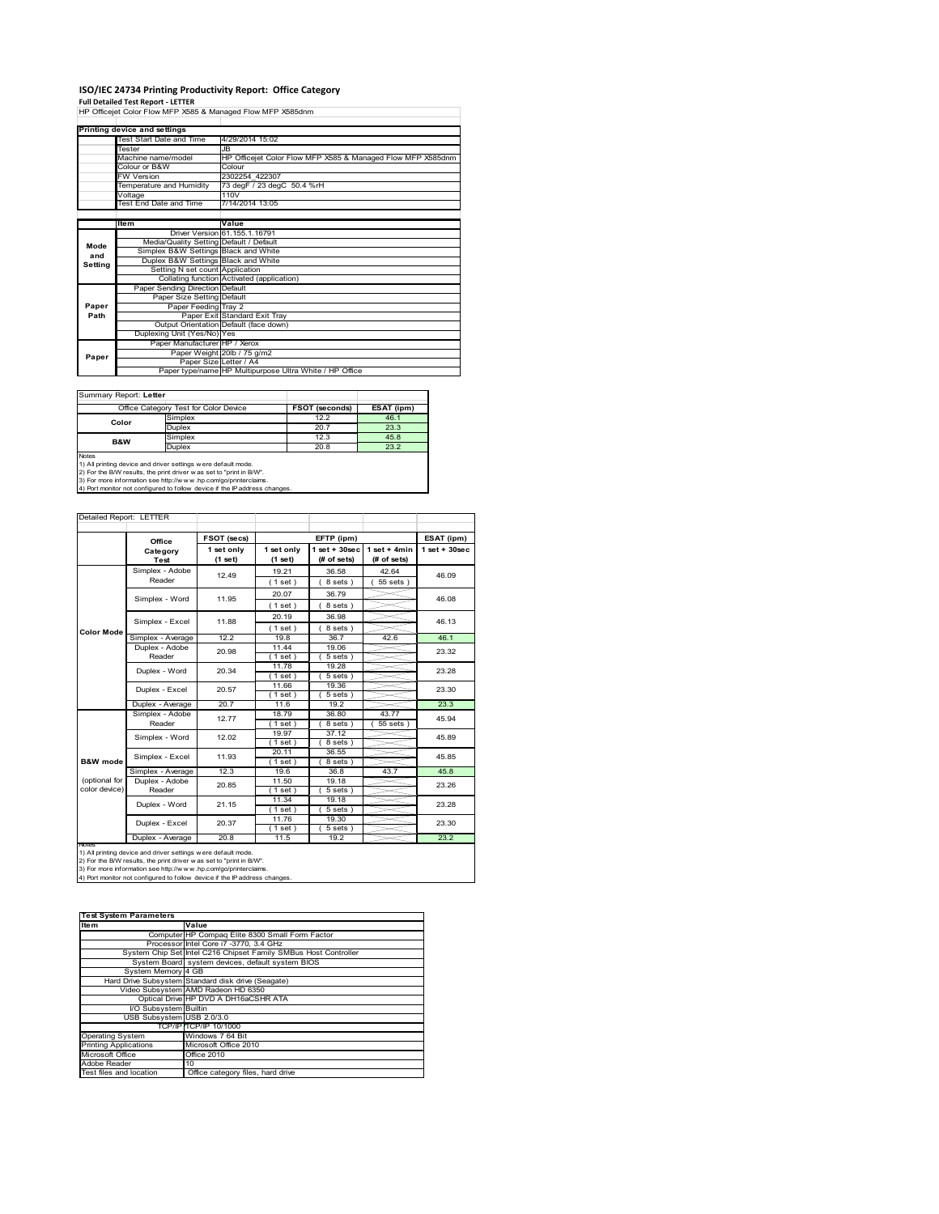# ISO/IEC 24734 Printing Productivity Report: Office Category

**Full Detailed Test Report - LETTER**

HP Officejet Color Flow MFP X585 & Managed Flow MFP X585dnm

| Printing device and settings | |
|---|---|
| Test Start Date and Time | 4/29/2014 15:02 |
| Tester | JB |
| Machine name/model | HP Officejet Color Flow MFP X585 & Managed Flow MFP X585dnm |
| Colour or B&W | Colour |
| FW Version | 2302254_422307 |
| Temperature and Humidity | 73 degF / 23 degC 50.4 %rH |
| Voltage | 110V |
| Test End Date and Time | 7/14/2014 13:05 |

| | Item | Value |
|---|---|---|
| Mode and Setting | Driver Version | 61.155.1.16791 |
| | Media/Quality Setting | Default / Default |
| | Simplex B&W Settings | Black and White |
| | Duplex B&W Settings | Black and White |
| | Setting N set count | Application |
| | Collating function | Activated (application) |
| Paper Path | Paper Sending Direction | Default |
| | Paper Size Setting | Default |
| | Paper Feeding | Tray 2 |
| | Paper Exit | Standard Exit Tray |
| | Output Orientation | Default (face down) |
| | Duplexing Unit (Yes/No) | Yes |
| Paper | Paper Manufacturer | HP / Xerox |
| | Paper Weight | 20lb / 75 g/m2 |
| | Paper Size | Letter / A4 |
| | Paper type/name | HP Multipurpose Ultra White / HP Office |

Summary Report: **Letter**

| Office Category Test for Color Device | | FSOT (seconds) | ESAT (ipm) |
|---|---|---|---|
| Color | Simplex | 12.2 | 46.1 |
| | Duplex | 20.7 | 23.3 |
| B&W | Simplex | 12.3 | 45.8 |
| | Duplex | 20.8 | 23.2 |

Notes
1) All printing device and driver settings were default mode.
2) For the B/W results, the print driver was set to "print in B/W".
3) For more information see http://www.hp.com/go/printerclaims.
4) Port monitor not configured to follow device if the IP address changes.

Detailed Report: LETTER

| | Office Category Test | FSOT (secs) 1 set only (1 set) | EFTP (ipm) 1 set only (1 set) | EFTP (ipm) 1 set + 30sec (# of sets) | EFTP (ipm) 1 set + 4min (# of sets) | ESAT (ipm) 1 set + 30sec |
|---|---|---|---|---|---|---|
| Color Mode | Simplex - Adobe Reader | 12.49 | 19.21 (1 set) | 36.58 (8 sets) | 42.64 (55 sets) | 46.09 |
| | Simplex - Word | 11.95 | 20.07 (1 set) | 36.79 (8 sets) | | 46.08 |
| | Simplex - Excel | 11.88 | 20.19 (1 set) | 36.98 (8 sets) | | 46.13 |
| | Simplex - Average | 12.2 | 19.8 | 36.7 | 42.6 | 46.1 |
| | Duplex - Adobe Reader | 20.98 | 11.44 (1 set) | 19.06 (5 sets) | | 23.32 |
| | Duplex - Word | 20.34 | 11.78 (1 set) | 19.28 (5 sets) | | 23.28 |
| | Duplex - Excel | 20.57 | 11.66 (1 set) | 19.36 (5 sets) | | 23.30 |
| | Duplex - Average | 20.7 | 11.6 | 19.2 | | 23.3 |
| B&W mode (optional for color device) | Simplex - Adobe Reader | 12.77 | 18.79 (1 set) | 36.80 (8 sets) | 43.77 (55 sets) | 45.94 |
| | Simplex - Word | 12.02 | 19.97 (1 set) | 37.12 (8 sets) | | 45.89 |
| | Simplex - Excel | 11.93 | 20.11 (1 set) | 36.55 (8 sets) | | 45.85 |
| | Simplex - Average | 12.3 | 19.6 | 36.8 | 43.7 | 45.8 |
| | Duplex - Adobe Reader | 20.85 | 11.50 (1 set) | 19.18 (5 sets) | | 23.26 |
| | Duplex - Word | 21.15 | 11.34 (1 set) | 19.18 (5 sets) | | 23.28 |
| | Duplex - Excel | 20.37 | 11.76 (1 set) | 19.30 (5 sets) | | 23.30 |
| | Duplex - Average | 20.8 | 11.5 | 19.2 | | 23.2 |

Notes
1) All printing device and driver settings were default mode.
2) For the B/W results, the print driver was set to "print in B/W".
3) For more information see http://www.hp.com/go/printerclaims.
4) Port monitor not configured to follow device if the IP address changes.

| Test System Parameters | |
|---|---|
| **Item** | **Value** |
| Computer | HP Compaq Elite 8300 Small Form Factor |
| Processor | Intel Core i7 -3770, 3.4 GHz |
| System Chip Set | Intel C216 Chipset Family SMBus Host Controller |
| System Board | system devices, default system BIOS |
| System Memory | 4 GB |
| Hard Drive Subsystem | Standard disk drive (Seagate) |
| Video Subsystem | AMD Radeon HD 6350 |
| Optical Drive | HP DVD A DH16aCSHR ATA |
| I/O Subsystem | Builtin |
| USB Subsystem | USB 2.0/3.0 |
| TCP/IP | TCP/IP 10/1000 |
| Operating System | Windows 7 64 Bit |
| Printing Applications | Microsoft Office 2010 |
| Microsoft Office | Office 2010 |
| Adobe Reader | 10 |
| Test files and location | Office category files, hard drive |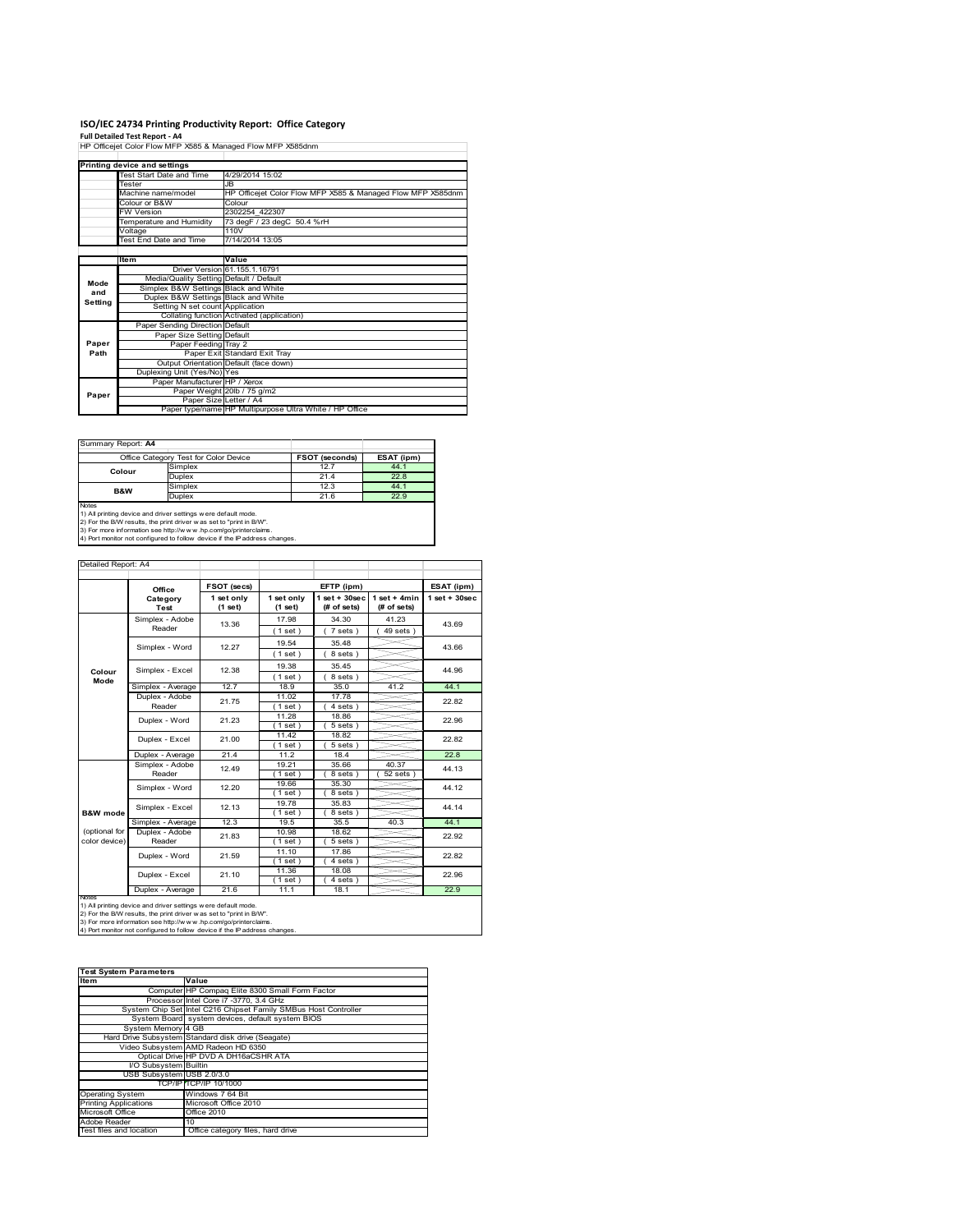# ISO/IEC 24734 Printing Productivity Report: Office Category

**Full Detailed Test Report - A4**

HP Officejet Color Flow MFP X585 & Managed Flow MFP X585dnm

| Printing device and settings | |
|---|---|
| Test Start Date and Time | 4/29/2014 15:02 |
| Tester | JB |
| Machine name/model | HP Officejet Color Flow MFP X585 & Managed Flow MFP X585dnm |
| Colour or B&W | Colour |
| FW Version | 2302254_422307 |
| Temperature and Humidity | 73 degF / 23 degC 50.4 %rH |
| Voltage | 110V |
| Test End Date and Time | 7/14/2014 13:05 |

| | Item | Value |
|---|---|---|
| Mode and Setting | Driver Version | 61.155.1.16791 |
| | Media/Quality Setting | Default / Default |
| | Simplex B&W Settings | Black and White |
| | Duplex B&W Settings | Black and White |
| | Setting N set count | Application |
| | Collating function | Activated (application) |
| Paper Path | Paper Sending Direction | Default |
| | Paper Size Setting | Default |
| | Paper Feeding | Tray 2 |
| | Paper Exit | Standard Exit Tray |
| | Output Orientation | Default (face down) |
| | Duplexing Unit (Yes/No) | Yes |
| Paper | Paper Manufacturer | HP / Xerox |
| | Paper Weight | 20lb / 75 g/m2 |
| | Paper Size | Letter / A4 |
| | Paper type/name | HP Multipurpose Ultra White / HP Office |

Summary Report: **A4**

| Office Category Test for Color Device | | FSOT (seconds) | ESAT (ipm) |
|---|---|---|---|
| Colour | Simplex | 12.7 | 44.1 |
| | Duplex | 21.4 | 22.8 |
| B&W | Simplex | 12.3 | 44.1 |
| | Duplex | 21.6 | 22.9 |

Notes
1) All printing device and driver settings were default mode.
2) For the B/W results, the print driver was set to "print in B/W".
3) For more information see http://www.hp.com/go/printerclaims.
4) Port monitor not configured to follow device if the IP address changes.

Detailed Report: A4

| | Office Category Test | FSOT (secs) 1 set only (1 set) | EFTP (ipm) 1 set only (1 set) | EFTP (ipm) 1 set + 30sec (# of sets) | EFTP (ipm) 1 set + 4min (# of sets) | ESAT (ipm) 1 set + 30sec |
|---|---|---|---|---|---|---|
| Colour Mode | Simplex - Adobe Reader | 13.36 | 17.98 (1 set) | 34.30 (7 sets) | 41.23 (49 sets) | 43.69 |
| | Simplex - Word | 12.27 | 19.54 (1 set) | 35.48 (8 sets) | | 43.66 |
| | Simplex - Excel | 12.38 | 19.38 (1 set) | 35.45 (8 sets) | | 44.96 |
| | Simplex - Average | 12.7 | 18.9 | 35.0 | 41.2 | 44.1 |
| | Duplex - Adobe Reader | 21.75 | 11.02 (1 set) | 17.78 (4 sets) | | 22.82 |
| | Duplex - Word | 21.23 | 11.28 (1 set) | 18.86 (5 sets) | | 22.96 |
| | Duplex - Excel | 21.00 | 11.42 (1 set) | 18.82 (5 sets) | | 22.82 |
| | Duplex - Average | 21.4 | 11.2 | 18.4 | | 22.8 |
| B&W mode (optional for color device) | Simplex - Adobe Reader | 12.49 | 19.21 (1 set) | 35.66 (8 sets) | 40.37 (52 sets) | 44.13 |
| | Simplex - Word | 12.20 | 19.66 (1 set) | 35.30 (8 sets) | | 44.12 |
| | Simplex - Excel | 12.13 | 19.78 (1 set) | 35.83 (8 sets) | | 44.14 |
| | Simplex - Average | 12.3 | 19.5 | 35.5 | 40.3 | 44.1 |
| | Duplex - Adobe Reader | 21.83 | 10.98 (1 set) | 18.62 (5 sets) | | 22.92 |
| | Duplex - Word | 21.59 | 11.10 (1 set) | 17.86 (4 sets) | | 22.82 |
| | Duplex - Excel | 21.10 | 11.36 (1 set) | 18.08 (4 sets) | | 22.96 |
| | Duplex - Average | 21.6 | 11.1 | 18.1 | | 22.9 |

Notes
1) All printing device and driver settings were default mode.
2) For the B/W results, the print driver was set to "print in B/W".
3) For more information see http://www.hp.com/go/printerclaims.
4) Port monitor not configured to follow device if the IP address changes.

| Test System Parameters | |
|---|---|
| **Item** | **Value** |
| Computer | HP Compaq Elite 8300 Small Form Factor |
| Processor | Intel Core i7 -3770, 3.4 GHz |
| System Chip Set | Intel C216 Chipset Family SMBus Host Controller |
| System Board | system devices, default system BIOS |
| System Memory | 4 GB |
| Hard Drive Subsystem | Standard disk drive (Seagate) |
| Video Subsystem | AMD Radeon HD 6350 |
| Optical Drive | HP DVD A DH16aCSHR ATA |
| I/O Subsystem | Builtin |
| USB Subsystem | USB 2.0/3.0 |
| TCP/IP | TCP/IP 10/1000 |
| Operating System | Windows 7 64 Bit |
| Printing Applications | Microsoft Office 2010 |
| Microsoft Office | Office 2010 |
| Adobe Reader | 10 |
| Test files and location | Office category files, hard drive |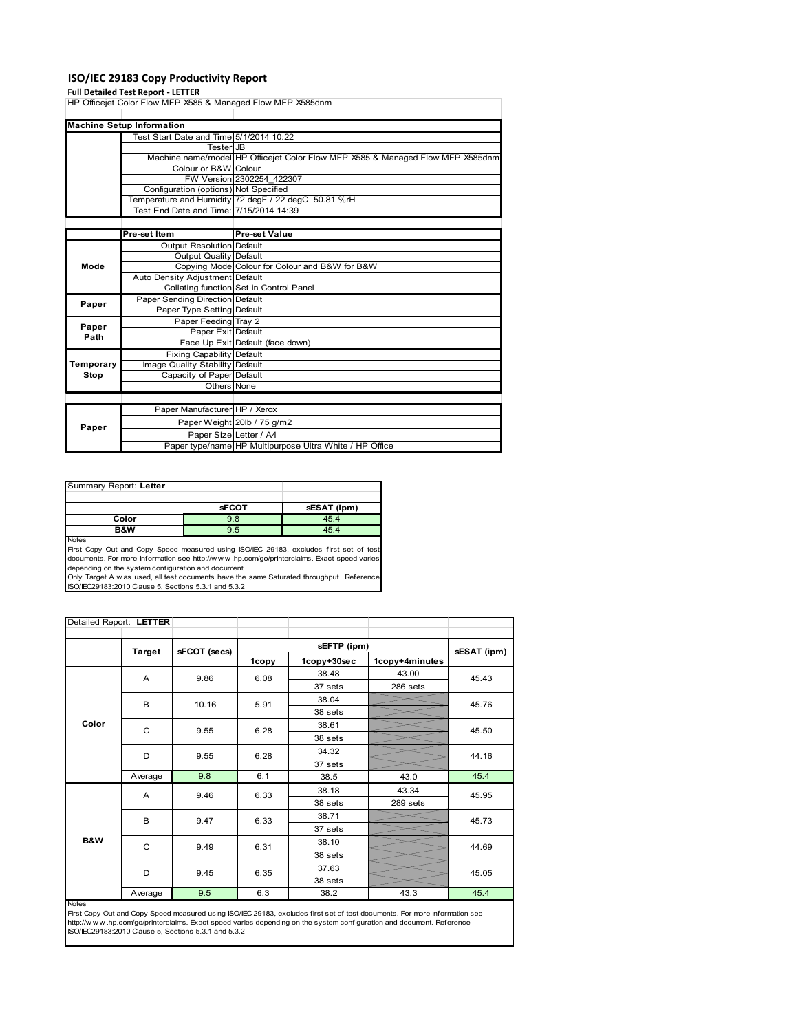# ISO/IEC 29183 Copy Productivity Report

**Full Detailed Test Report - LETTER**

HP Officejet Color Flow MFP X585 & Managed Flow MFP X585dnm

| Machine Setup Information | | |
|---|---|---|
| | Test Start Date and Time | 5/1/2014 10:22 |
| | Tester | JB |
| | Machine name/model | HP Officejet Color Flow MFP X585 & Managed Flow MFP X585dnm |
| | Colour or B&W | Colour |
| | FW Version | 2302254_422307 |
| | Configuration (options) | Not Specified |
| | Temperature and Humidity | 72 degF / 22 degC 50.81 %rH |
| | Test End Date and Time: | 7/15/2014 14:39 |

| | Pre-set Item | Pre-set Value |
|---|---|---|
| Mode | Output Resolution | Default |
| | Output Quality | Default |
| | Copying Mode | Colour for Colour and B&W for B&W |
| | Auto Density Adjustment | Default |
| | Collating function | Set in Control Panel |
| Paper | Paper Sending Direction | Default |
| | Paper Type Setting | Default |
| Paper Path | Paper Feeding | Tray 2 |
| | Paper Exit | Default |
| | Face Up Exit | Default (face down) |
| Temporary Stop | Fixing Capability | Default |
| | Image Quality Stability | Default |
| | Capacity of Paper | Default |
| | Others | None |

| | | |
|---|---|---|
| Paper | Paper Manufacturer | HP / Xerox |
| | Paper Weight | 20lb / 75 g/m2 |
| | Paper Size | Letter / A4 |
| | Paper type/name | HP Multipurpose Ultra White / HP Office |

| Summary Report: **Letter** | sFCOT | sESAT (ipm) |
|---|---|---|
| Color | 9.8 | 45.4 |
| B&W | 9.5 | 45.4 |

Notes
First Copy Out and Copy Speed measured using ISO/IEC 29183, excludes first set of test documents. For more information see http://www.hp.com/go/printerclaims. Exact speed varies depending on the system configuration and document.
Only Target A was used, all test documents have the same Saturated throughput. Reference ISO/IEC29183:2010 Clause 5, Sections 5.3.1 and 5.3.2

Detailed Report: **LETTER**

| | Target | sFCOT (secs) | sEFTP (ipm) | | | sESAT (ipm) |
|---|---|---|---|---|---|---|
| | | | 1copy | 1copy+30sec | 1copy+4minutes | |
| Color | A | 9.86 | 6.08 | 38.48 / 37 sets | 43.00 / 286 sets | 45.43 |
| | B | 10.16 | 5.91 | 38.04 / 38 sets | | 45.76 |
| | C | 9.55 | 6.28 | 38.61 / 38 sets | | 45.50 |
| | D | 9.55 | 6.28 | 34.32 / 37 sets | | 44.16 |
| | Average | 9.8 | 6.1 | 38.5 | 43.0 | 45.4 |
| B&W | A | 9.46 | 6.33 | 38.18 / 38 sets | 43.34 / 289 sets | 45.95 |
| | B | 9.47 | 6.33 | 38.71 / 37 sets | | 45.73 |
| | C | 9.49 | 6.31 | 38.10 / 38 sets | | 44.69 |
| | D | 9.45 | 6.35 | 37.63 / 38 sets | | 45.05 |
| | Average | 9.5 | 6.3 | 38.2 | 43.3 | 45.4 |

Notes
First Copy Out and Copy Speed measured using ISO/IEC 29183, excludes first set of test documents. For more information see http://www.hp.com/go/printerclaims. Exact speed varies depending on the system configuration and document. Reference ISO/IEC29183:2010 Clause 5, Sections 5.3.1 and 5.3.2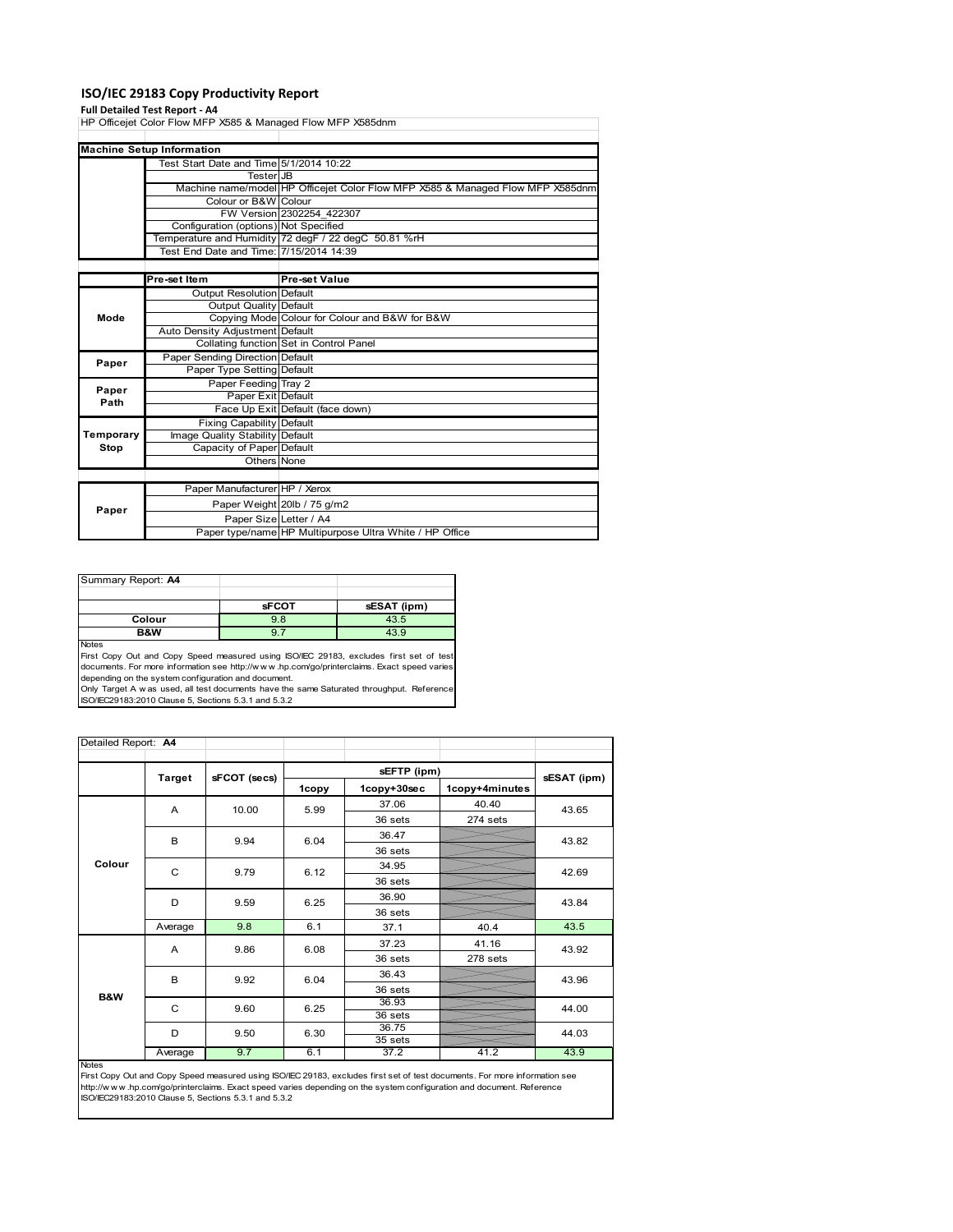# ISO/IEC 29183 Copy Productivity Report

**Full Detailed Test Report - A4**

HP Officejet Color Flow MFP X585 & Managed Flow MFP X585dnm

| **Machine Setup Information** | | |
|---|---|---|
| | Test Start Date and Time | 5/1/2014 10:22 |
| | Tester | JB |
| | Machine name/model | HP Officejet Color Flow MFP X585 & Managed Flow MFP X585dnm |
| | Colour or B&W | Colour |
| | FW Version | 2302254_422307 |
| | Configuration (options) | Not Specified |
| | Temperature and Humidity | 72 degF / 22 degC 50.81 %rH |
| | Test End Date and Time: | 7/15/2014 14:39 |

| | **Pre-set Item** | **Pre-set Value** |
|---|---|---|
| **Mode** | Output Resolution | Default |
| | Output Quality | Default |
| | Copying Mode | Colour for Colour and B&W for B&W |
| | Auto Density Adjustment | Default |
| | Collating function | Set in Control Panel |
| **Paper** | Paper Sending Direction | Default |
| | Paper Type Setting | Default |
| **Paper Path** | Paper Feeding | Tray 2 |
| | Paper Exit | Default |
| | Face Up Exit | Default (face down) |
| **Temporary Stop** | Fixing Capability | Default |
| | Image Quality Stability | Default |
| | Capacity of Paper | Default |
| | Others | None |

| | | |
|---|---|---|
| **Paper** | Paper Manufacturer | HP / Xerox |
| | Paper Weight | 20lb / 75 g/m2 |
| | Paper Size | Letter / A4 |
| | Paper type/name | HP Multipurpose Ultra White / HP Office |

Summary Report: **A4**

| | **sFCOT** | **sESAT (ipm)** |
|---|---|---|
| **Colour** | 9.8 | 43.5 |
| **B&W** | 9.7 | 43.9 |

Notes

First Copy Out and Copy Speed measured using ISO/IEC 29183, excludes first set of test documents. For more information see http://www.hp.com/go/printerclaims. Exact speed varies depending on the system configuration and document.

Only Target A was used, all test documents have the same Saturated throughput. Reference ISO/IEC29183:2010 Clause 5, Sections 5.3.1 and 5.3.2

Detailed Report: **A4**

| | Target | sFCOT (secs) | sEFTP (ipm) | | | sESAT (ipm) |
|---|---|---|---|---|---|---|
| | | | 1copy | 1copy+30sec | 1copy+4minutes | |
| **Colour** | A | 10.00 | 5.99 | 37.06 / 36 sets | 40.40 / 274 sets | 43.65 |
| | B | 9.94 | 6.04 | 36.47 / 36 sets | | 43.82 |
| | C | 9.79 | 6.12 | 34.95 / 36 sets | | 42.69 |
| | D | 9.59 | 6.25 | 36.90 / 36 sets | | 43.84 |
| | Average | 9.8 | 6.1 | 37.1 | 40.4 | 43.5 |
| **B&W** | A | 9.86 | 6.08 | 37.23 / 36 sets | 41.16 / 278 sets | 43.92 |
| | B | 9.92 | 6.04 | 36.43 / 36 sets | | 43.96 |
| | C | 9.60 | 6.25 | 36.93 / 36 sets | | 44.00 |
| | D | 9.50 | 6.30 | 36.75 / 35 sets | | 44.03 |
| | Average | 9.7 | 6.1 | 37.2 | 41.2 | 43.9 |

Notes

First Copy Out and Copy Speed measured using ISO/IEC 29183, excludes first set of test documents. For more information see http://www.hp.com/go/printerclaims. Exact speed varies depending on the system configuration and document. Reference ISO/IEC29183:2010 Clause 5, Sections 5.3.1 and 5.3.2